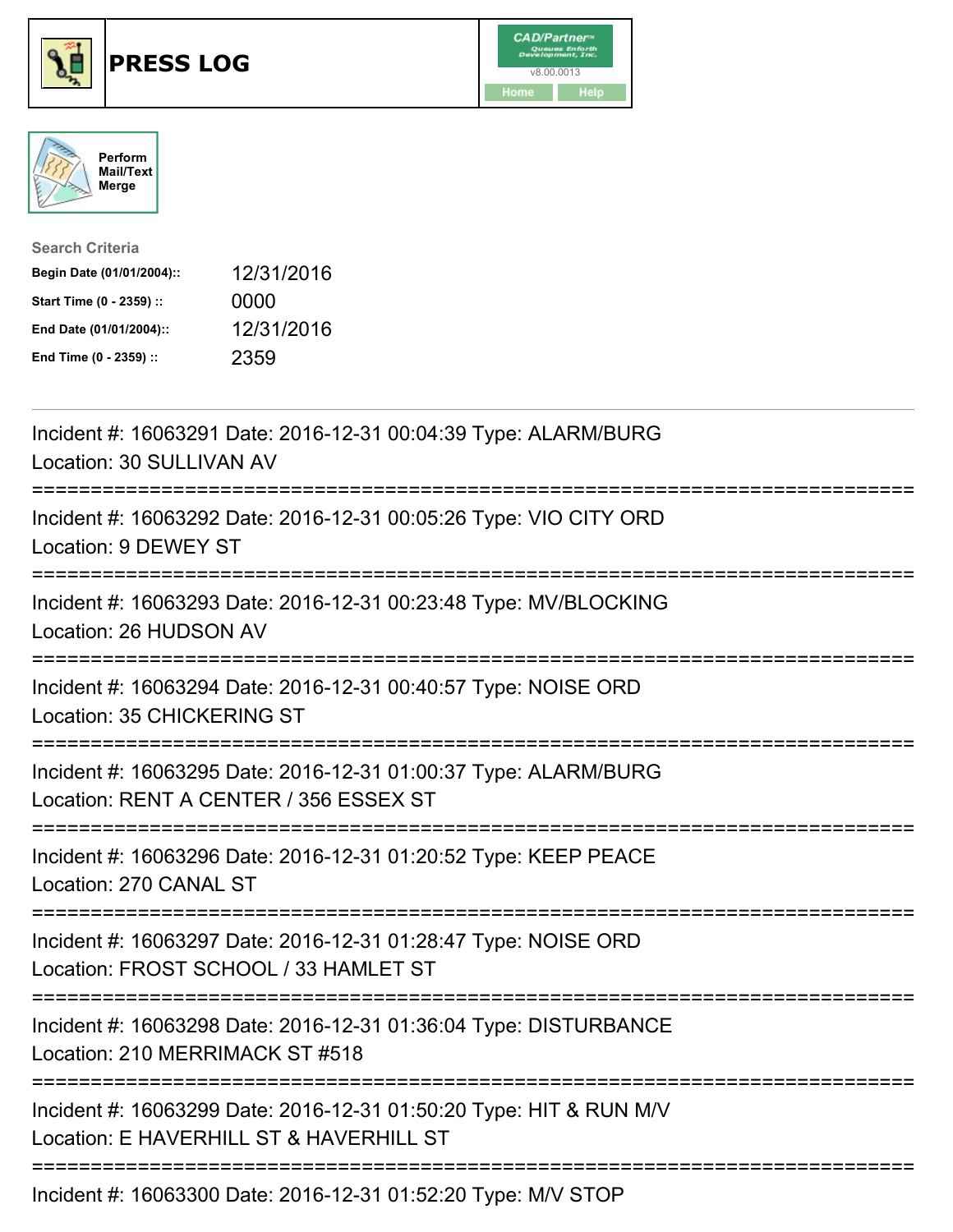# PRESS LOG

Perform Mail/Text Merge

**Search Criteria**

| | |
|---|---|
| **Begin Date (01/01/2004)::** | 12/31/2016 |
| **Start Time (0 - 2359) ::** | 0000 |
| **End Date (01/01/2004)::** | 12/31/2016 |
| **End Time (0 - 2359) ::** | 2359 |

Incident #: 16063291 Date: 2016-12-31 00:04:39 Type: ALARM/BURG
Location: 30 SULLIVAN AV

===========================================================================

Incident #: 16063292 Date: 2016-12-31 00:05:26 Type: VIO CITY ORD
Location: 9 DEWEY ST

===========================================================================

Incident #: 16063293 Date: 2016-12-31 00:23:48 Type: MV/BLOCKING
Location: 26 HUDSON AV

===========================================================================

Incident #: 16063294 Date: 2016-12-31 00:40:57 Type: NOISE ORD
Location: 35 CHICKERING ST

===========================================================================

Incident #: 16063295 Date: 2016-12-31 01:00:37 Type: ALARM/BURG
Location: RENT A CENTER / 356 ESSEX ST

===========================================================================

Incident #: 16063296 Date: 2016-12-31 01:20:52 Type: KEEP PEACE
Location: 270 CANAL ST

===========================================================================

Incident #: 16063297 Date: 2016-12-31 01:28:47 Type: NOISE ORD
Location: FROST SCHOOL / 33 HAMLET ST

===========================================================================

Incident #: 16063298 Date: 2016-12-31 01:36:04 Type: DISTURBANCE
Location: 210 MERRIMACK ST #518

===========================================================================

Incident #: 16063299 Date: 2016-12-31 01:50:20 Type: HIT & RUN M/V
Location: E HAVERHILL ST & HAVERHILL ST

===========================================================================

Incident #: 16063300 Date: 2016-12-31 01:52:20 Type: M/V STOP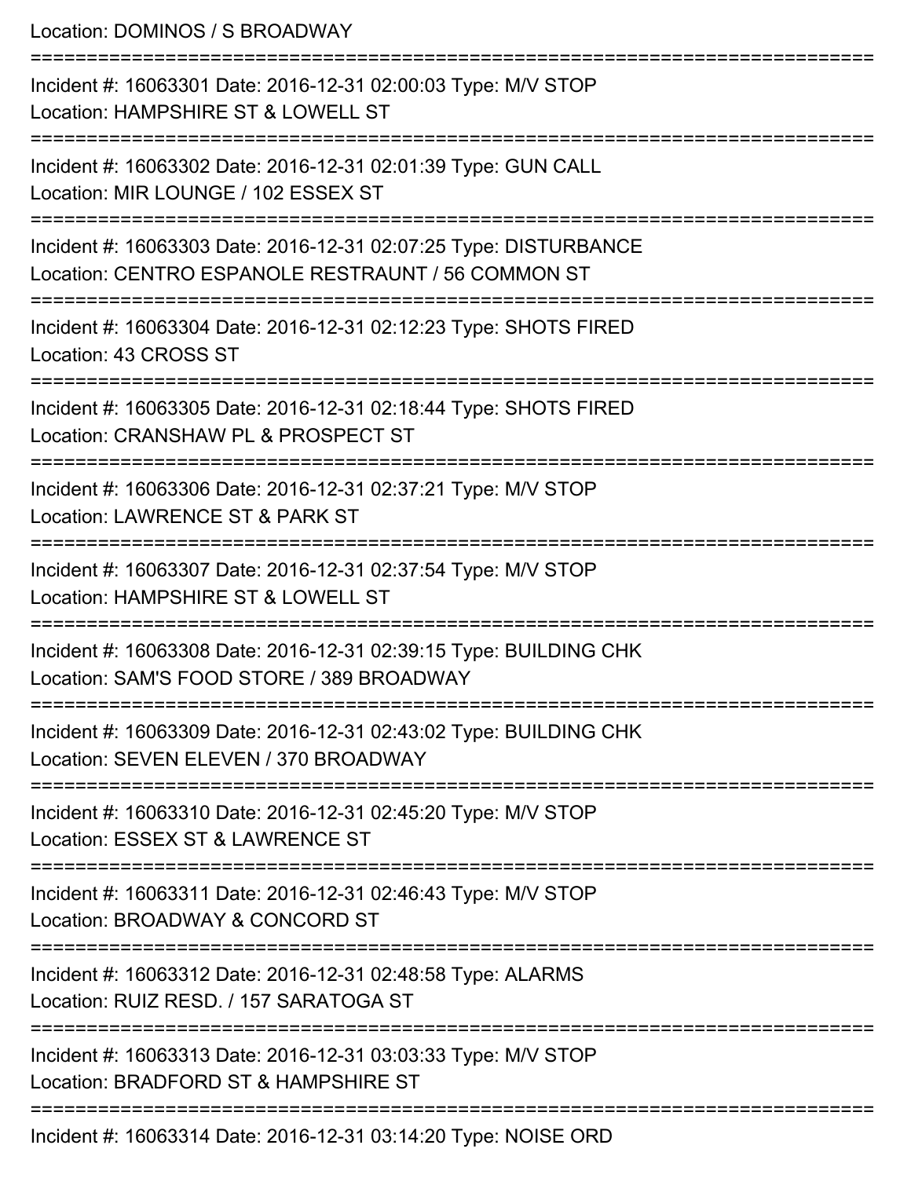Location: DOMINOS / S BROADWAY

===========================================================================

Incident #: 16063301 Date: 2016-12-31 02:00:03 Type: M/V STOP
Location: HAMPSHIRE ST & LOWELL ST

===========================================================================

Incident #: 16063302 Date: 2016-12-31 02:01:39 Type: GUN CALL
Location: MIR LOUNGE / 102 ESSEX ST

===========================================================================

Incident #: 16063303 Date: 2016-12-31 02:07:25 Type: DISTURBANCE
Location: CENTRO ESPANOLE RESTRAUNT / 56 COMMON ST

===========================================================================

Incident #: 16063304 Date: 2016-12-31 02:12:23 Type: SHOTS FIRED
Location: 43 CROSS ST

===========================================================================

Incident #: 16063305 Date: 2016-12-31 02:18:44 Type: SHOTS FIRED
Location: CRANSHAW PL & PROSPECT ST

===========================================================================

Incident #: 16063306 Date: 2016-12-31 02:37:21 Type: M/V STOP
Location: LAWRENCE ST & PARK ST

===========================================================================

Incident #: 16063307 Date: 2016-12-31 02:37:54 Type: M/V STOP
Location: HAMPSHIRE ST & LOWELL ST

===========================================================================

Incident #: 16063308 Date: 2016-12-31 02:39:15 Type: BUILDING CHK
Location: SAM'S FOOD STORE / 389 BROADWAY

===========================================================================

Incident #: 16063309 Date: 2016-12-31 02:43:02 Type: BUILDING CHK
Location: SEVEN ELEVEN / 370 BROADWAY

===========================================================================

Incident #: 16063310 Date: 2016-12-31 02:45:20 Type: M/V STOP
Location: ESSEX ST & LAWRENCE ST

===========================================================================

Incident #: 16063311 Date: 2016-12-31 02:46:43 Type: M/V STOP
Location: BROADWAY & CONCORD ST

===========================================================================

Incident #: 16063312 Date: 2016-12-31 02:48:58 Type: ALARMS
Location: RUIZ RESD. / 157 SARATOGA ST

===========================================================================

Incident #: 16063313 Date: 2016-12-31 03:03:33 Type: M/V STOP
Location: BRADFORD ST & HAMPSHIRE ST

===========================================================================

Incident #: 16063314 Date: 2016-12-31 03:14:20 Type: NOISE ORD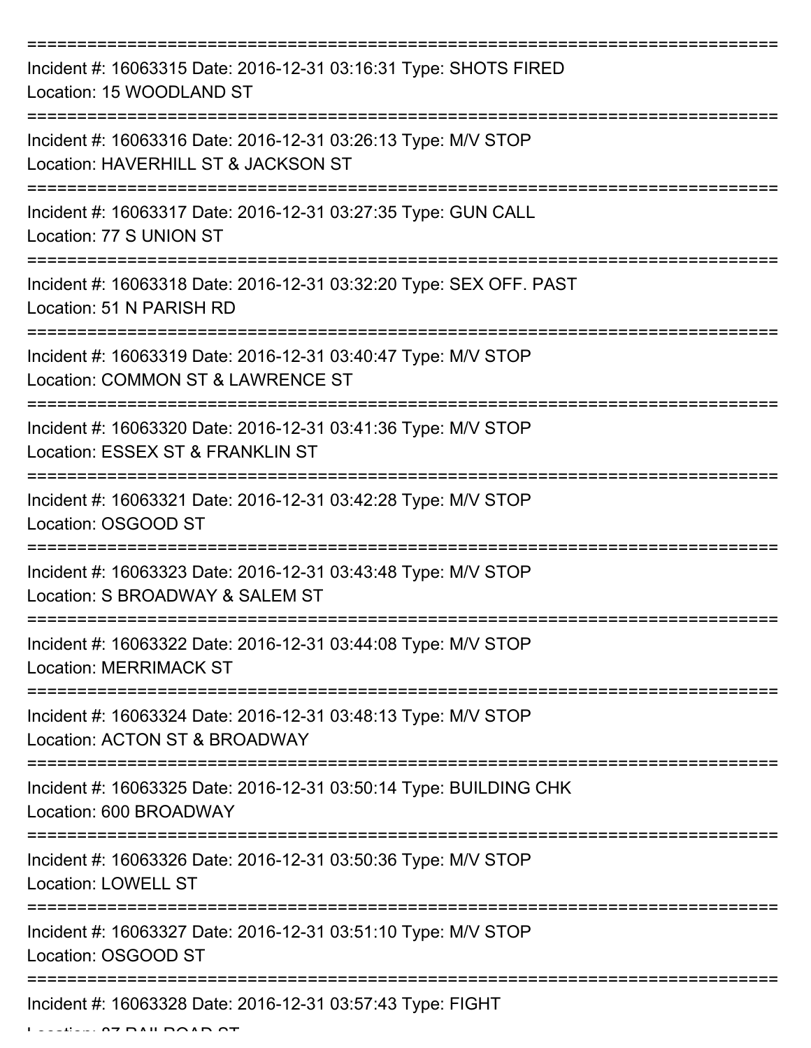Incident #: 16063315 Date: 2016-12-31 03:16:31 Type: SHOTS FIRED
Location: 15 WOODLAND ST

Incident #: 16063316 Date: 2016-12-31 03:26:13 Type: M/V STOP
Location: HAVERHILL ST & JACKSON ST

Incident #: 16063317 Date: 2016-12-31 03:27:35 Type: GUN CALL
Location: 77 S UNION ST

Incident #: 16063318 Date: 2016-12-31 03:32:20 Type: SEX OFF. PAST
Location: 51 N PARISH RD

Incident #: 16063319 Date: 2016-12-31 03:40:47 Type: M/V STOP
Location: COMMON ST & LAWRENCE ST

Incident #: 16063320 Date: 2016-12-31 03:41:36 Type: M/V STOP
Location: ESSEX ST & FRANKLIN ST

Incident #: 16063321 Date: 2016-12-31 03:42:28 Type: M/V STOP
Location: OSGOOD ST

Incident #: 16063323 Date: 2016-12-31 03:43:48 Type: M/V STOP
Location: S BROADWAY & SALEM ST

Incident #: 16063322 Date: 2016-12-31 03:44:08 Type: M/V STOP
Location: MERRIMACK ST

Incident #: 16063324 Date: 2016-12-31 03:48:13 Type: M/V STOP
Location: ACTON ST & BROADWAY

Incident #: 16063325 Date: 2016-12-31 03:50:14 Type: BUILDING CHK
Location: 600 BROADWAY

Incident #: 16063326 Date: 2016-12-31 03:50:36 Type: M/V STOP
Location: LOWELL ST

Incident #: 16063327 Date: 2016-12-31 03:51:10 Type: M/V STOP
Location: OSGOOD ST

Incident #: 16063328 Date: 2016-12-31 03:57:43 Type: FIGHT
Location: 87 RAILROAD ST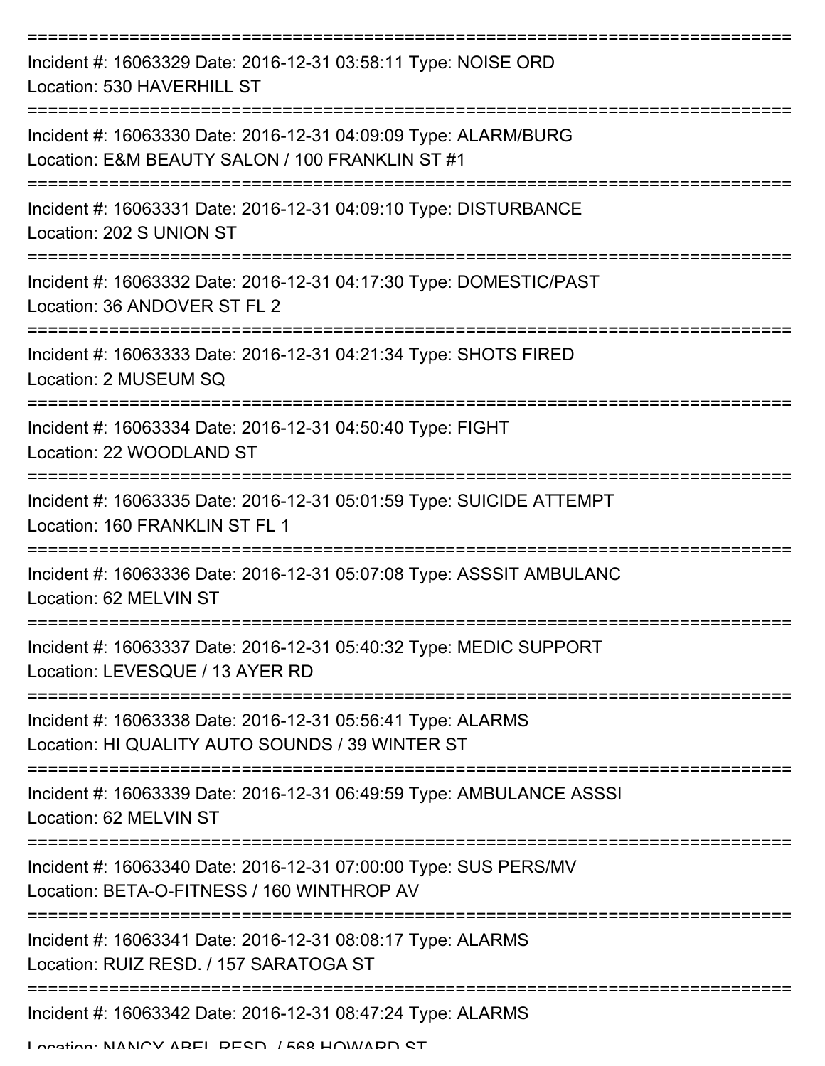Incident #: 16063329 Date: 2016-12-31 03:58:11 Type: NOISE ORD
Location: 530 HAVERHILL ST

Incident #: 16063330 Date: 2016-12-31 04:09:09 Type: ALARM/BURG
Location: E&M BEAUTY SALON / 100 FRANKLIN ST #1

Incident #: 16063331 Date: 2016-12-31 04:09:10 Type: DISTURBANCE
Location: 202 S UNION ST

Incident #: 16063332 Date: 2016-12-31 04:17:30 Type: DOMESTIC/PAST
Location: 36 ANDOVER ST FL 2

Incident #: 16063333 Date: 2016-12-31 04:21:34 Type: SHOTS FIRED
Location: 2 MUSEUM SQ

Incident #: 16063334 Date: 2016-12-31 04:50:40 Type: FIGHT
Location: 22 WOODLAND ST

Incident #: 16063335 Date: 2016-12-31 05:01:59 Type: SUICIDE ATTEMPT
Location: 160 FRANKLIN ST FL 1

Incident #: 16063336 Date: 2016-12-31 05:07:08 Type: ASSSIT AMBULANC
Location: 62 MELVIN ST

Incident #: 16063337 Date: 2016-12-31 05:40:32 Type: MEDIC SUPPORT
Location: LEVESQUE / 13 AYER RD

Incident #: 16063338 Date: 2016-12-31 05:56:41 Type: ALARMS
Location: HI QUALITY AUTO SOUNDS / 39 WINTER ST

Incident #: 16063339 Date: 2016-12-31 06:49:59 Type: AMBULANCE ASSSI
Location: 62 MELVIN ST

Incident #: 16063340 Date: 2016-12-31 07:00:00 Type: SUS PERS/MV
Location: BETA-O-FITNESS / 160 WINTHROP AV

Incident #: 16063341 Date: 2016-12-31 08:08:17 Type: ALARMS
Location: RUIZ RESD. / 157 SARATOGA ST

Incident #: 16063342 Date: 2016-12-31 08:47:24 Type: ALARMS
Location: NANCY ABEL RESD. / 568 HOWARD ST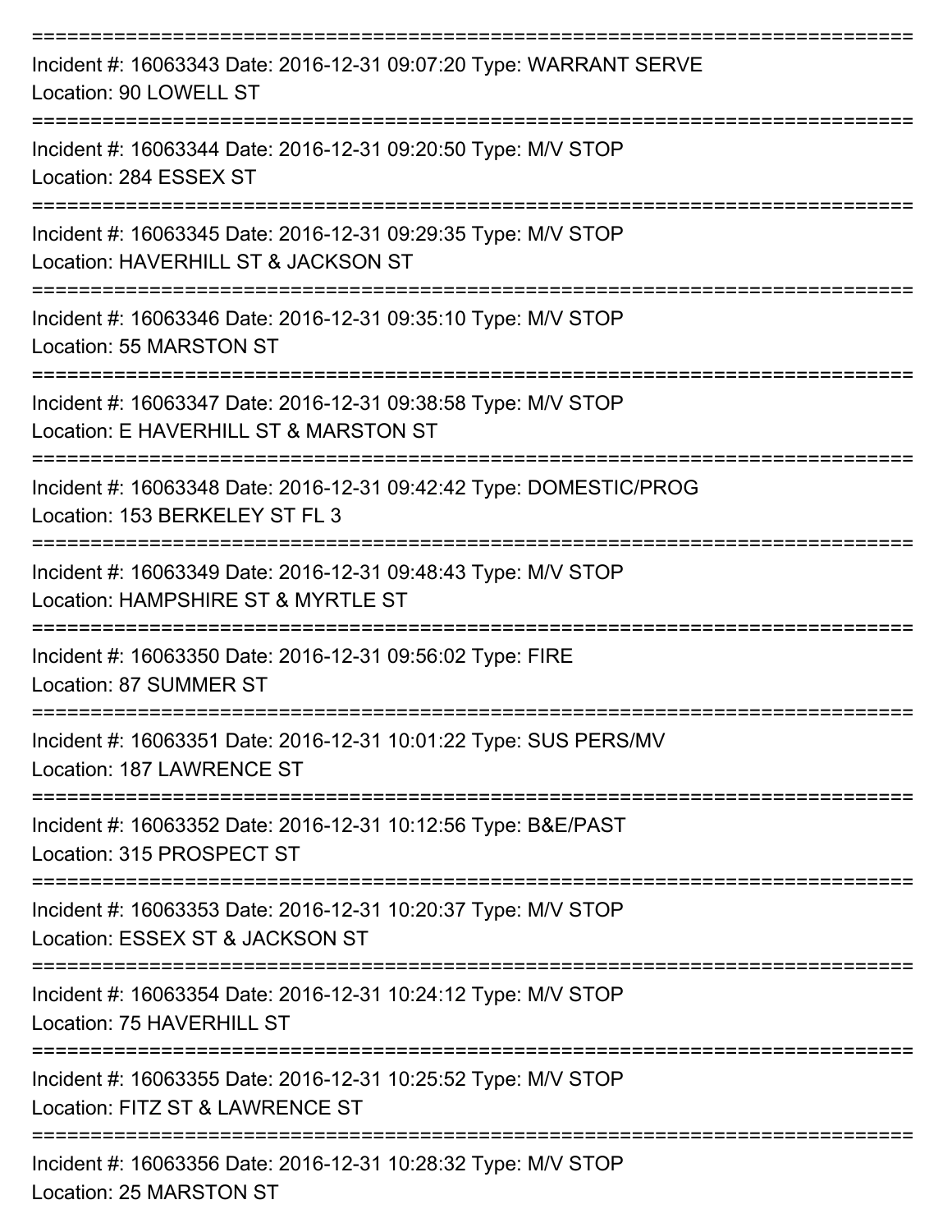===========================================================================

Incident #: 16063343 Date: 2016-12-31 09:07:20 Type: WARRANT SERVE
Location: 90 LOWELL ST

===========================================================================

Incident #: 16063344 Date: 2016-12-31 09:20:50 Type: M/V STOP
Location: 284 ESSEX ST

===========================================================================

Incident #: 16063345 Date: 2016-12-31 09:29:35 Type: M/V STOP
Location: HAVERHILL ST & JACKSON ST

===========================================================================

Incident #: 16063346 Date: 2016-12-31 09:35:10 Type: M/V STOP
Location: 55 MARSTON ST

===========================================================================

Incident #: 16063347 Date: 2016-12-31 09:38:58 Type: M/V STOP
Location: E HAVERHILL ST & MARSTON ST

===========================================================================

Incident #: 16063348 Date: 2016-12-31 09:42:42 Type: DOMESTIC/PROG
Location: 153 BERKELEY ST FL 3

===========================================================================

Incident #: 16063349 Date: 2016-12-31 09:48:43 Type: M/V STOP
Location: HAMPSHIRE ST & MYRTLE ST

===========================================================================

Incident #: 16063350 Date: 2016-12-31 09:56:02 Type: FIRE
Location: 87 SUMMER ST

===========================================================================

Incident #: 16063351 Date: 2016-12-31 10:01:22 Type: SUS PERS/MV
Location: 187 LAWRENCE ST

===========================================================================

Incident #: 16063352 Date: 2016-12-31 10:12:56 Type: B&E/PAST
Location: 315 PROSPECT ST

===========================================================================

Incident #: 16063353 Date: 2016-12-31 10:20:37 Type: M/V STOP
Location: ESSEX ST & JACKSON ST

===========================================================================

Incident #: 16063354 Date: 2016-12-31 10:24:12 Type: M/V STOP
Location: 75 HAVERHILL ST

===========================================================================

Incident #: 16063355 Date: 2016-12-31 10:25:52 Type: M/V STOP
Location: FITZ ST & LAWRENCE ST

===========================================================================

Incident #: 16063356 Date: 2016-12-31 10:28:32 Type: M/V STOP
Location: 25 MARSTON ST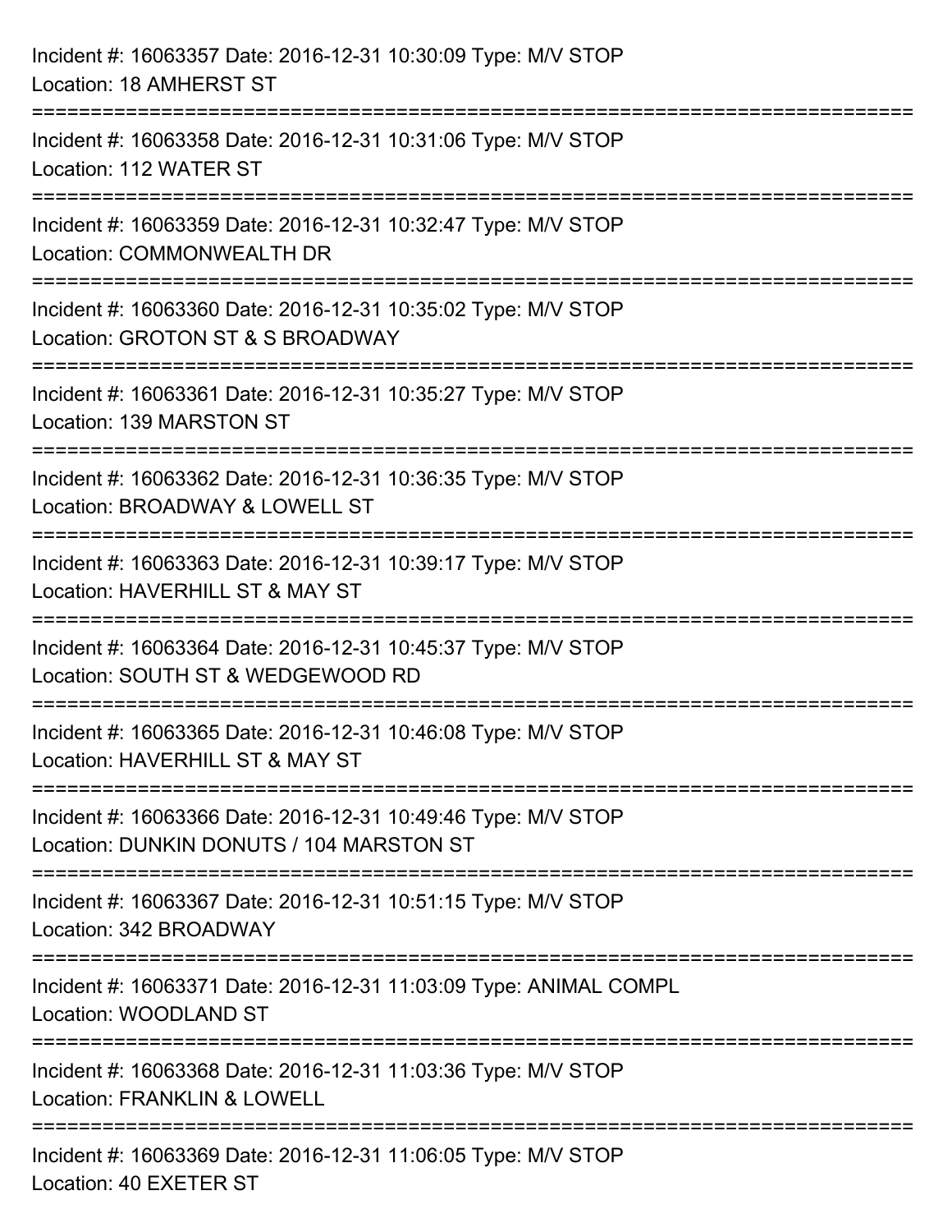Incident #: 16063357 Date: 2016-12-31 10:30:09 Type: M/V STOP
Location: 18 AMHERST ST

===========================================================================

Incident #: 16063358 Date: 2016-12-31 10:31:06 Type: M/V STOP
Location: 112 WATER ST

===========================================================================

Incident #: 16063359 Date: 2016-12-31 10:32:47 Type: M/V STOP
Location: COMMONWEALTH DR

===========================================================================

Incident #: 16063360 Date: 2016-12-31 10:35:02 Type: M/V STOP
Location: GROTON ST & S BROADWAY

===========================================================================

Incident #: 16063361 Date: 2016-12-31 10:35:27 Type: M/V STOP
Location: 139 MARSTON ST

===========================================================================

Incident #: 16063362 Date: 2016-12-31 10:36:35 Type: M/V STOP
Location: BROADWAY & LOWELL ST

===========================================================================

Incident #: 16063363 Date: 2016-12-31 10:39:17 Type: M/V STOP
Location: HAVERHILL ST & MAY ST

===========================================================================

Incident #: 16063364 Date: 2016-12-31 10:45:37 Type: M/V STOP
Location: SOUTH ST & WEDGEWOOD RD

===========================================================================

Incident #: 16063365 Date: 2016-12-31 10:46:08 Type: M/V STOP
Location: HAVERHILL ST & MAY ST

===========================================================================

Incident #: 16063366 Date: 2016-12-31 10:49:46 Type: M/V STOP
Location: DUNKIN DONUTS / 104 MARSTON ST

===========================================================================

Incident #: 16063367 Date: 2016-12-31 10:51:15 Type: M/V STOP
Location: 342 BROADWAY

===========================================================================

Incident #: 16063371 Date: 2016-12-31 11:03:09 Type: ANIMAL COMPL
Location: WOODLAND ST

===========================================================================

Incident #: 16063368 Date: 2016-12-31 11:03:36 Type: M/V STOP
Location: FRANKLIN & LOWELL

===========================================================================

Incident #: 16063369 Date: 2016-12-31 11:06:05 Type: M/V STOP
Location: 40 EXETER ST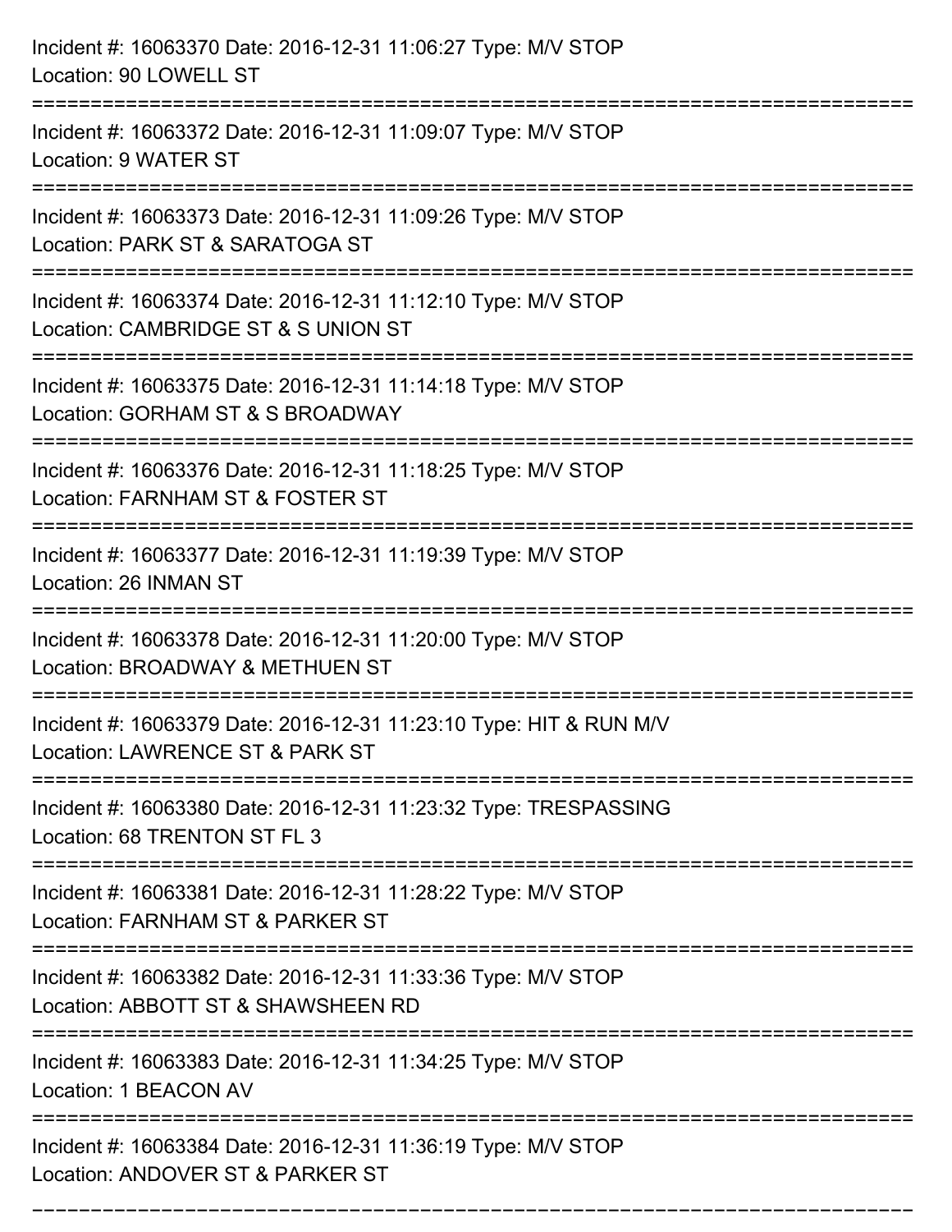Incident #: 16063370 Date: 2016-12-31 11:06:27 Type: M/V STOP
Location: 90 LOWELL ST

===========================================================================

Incident #: 16063372 Date: 2016-12-31 11:09:07 Type: M/V STOP
Location: 9 WATER ST

===========================================================================

Incident #: 16063373 Date: 2016-12-31 11:09:26 Type: M/V STOP
Location: PARK ST & SARATOGA ST

===========================================================================

Incident #: 16063374 Date: 2016-12-31 11:12:10 Type: M/V STOP
Location: CAMBRIDGE ST & S UNION ST

===========================================================================

Incident #: 16063375 Date: 2016-12-31 11:14:18 Type: M/V STOP
Location: GORHAM ST & S BROADWAY

===========================================================================

Incident #: 16063376 Date: 2016-12-31 11:18:25 Type: M/V STOP
Location: FARNHAM ST & FOSTER ST

===========================================================================

Incident #: 16063377 Date: 2016-12-31 11:19:39 Type: M/V STOP
Location: 26 INMAN ST

===========================================================================

Incident #: 16063378 Date: 2016-12-31 11:20:00 Type: M/V STOP
Location: BROADWAY & METHUEN ST

===========================================================================

Incident #: 16063379 Date: 2016-12-31 11:23:10 Type: HIT & RUN M/V
Location: LAWRENCE ST & PARK ST

===========================================================================

Incident #: 16063380 Date: 2016-12-31 11:23:32 Type: TRESPASSING
Location: 68 TRENTON ST FL 3

===========================================================================

Incident #: 16063381 Date: 2016-12-31 11:28:22 Type: M/V STOP
Location: FARNHAM ST & PARKER ST

===========================================================================

Incident #: 16063382 Date: 2016-12-31 11:33:36 Type: M/V STOP
Location: ABBOTT ST & SHAWSHEEN RD

===========================================================================

Incident #: 16063383 Date: 2016-12-31 11:34:25 Type: M/V STOP
Location: 1 BEACON AV

===========================================================================

Incident #: 16063384 Date: 2016-12-31 11:36:19 Type: M/V STOP
Location: ANDOVER ST & PARKER ST

===========================================================================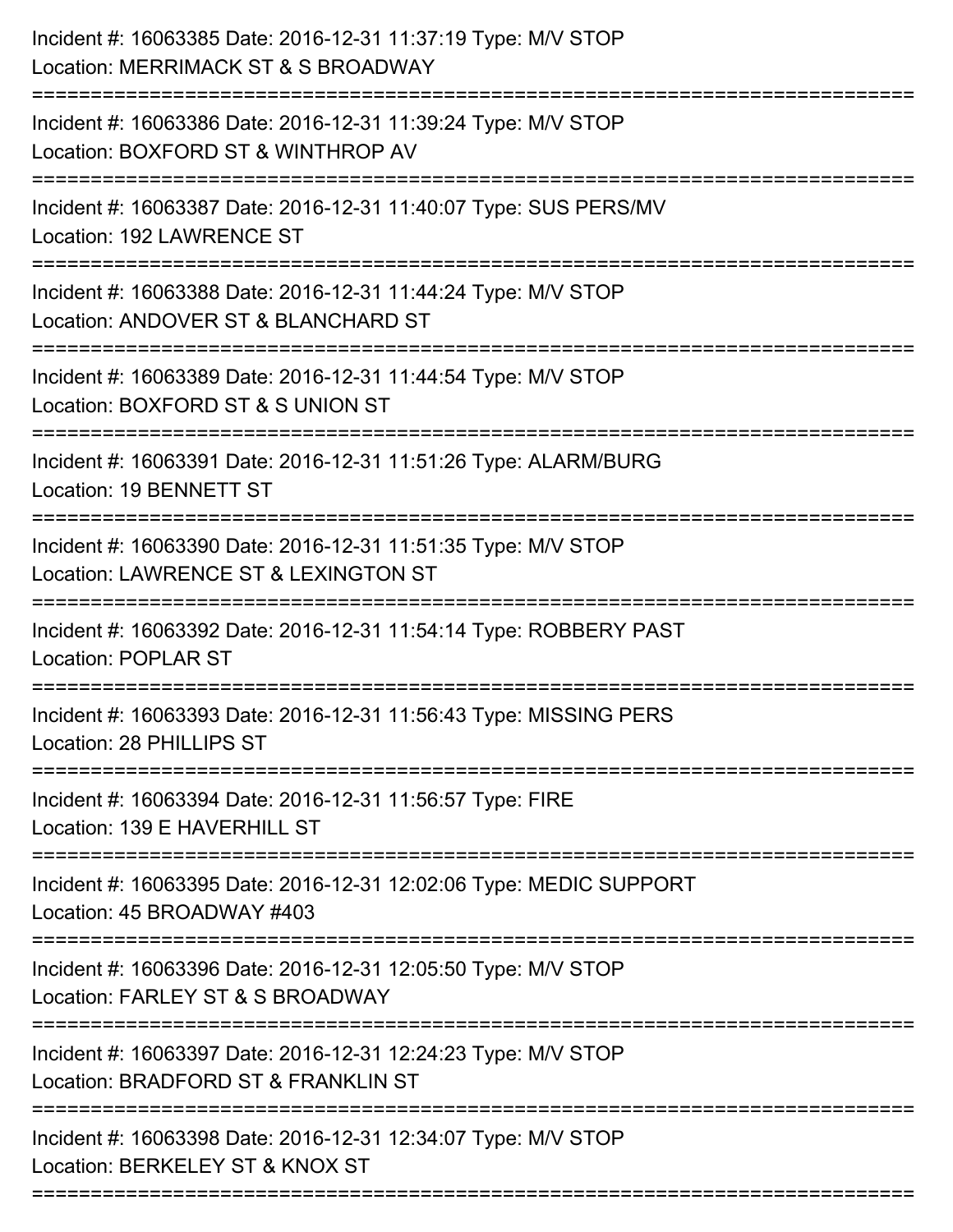Incident #: 16063385 Date: 2016-12-31 11:37:19 Type: M/V STOP
Location: MERRIMACK ST & S BROADWAY

===========================================================================

Incident #: 16063386 Date: 2016-12-31 11:39:24 Type: M/V STOP
Location: BOXFORD ST & WINTHROP AV

===========================================================================

Incident #: 16063387 Date: 2016-12-31 11:40:07 Type: SUS PERS/MV
Location: 192 LAWRENCE ST

===========================================================================

Incident #: 16063388 Date: 2016-12-31 11:44:24 Type: M/V STOP
Location: ANDOVER ST & BLANCHARD ST

===========================================================================

Incident #: 16063389 Date: 2016-12-31 11:44:54 Type: M/V STOP
Location: BOXFORD ST & S UNION ST

===========================================================================

Incident #: 16063391 Date: 2016-12-31 11:51:26 Type: ALARM/BURG
Location: 19 BENNETT ST

===========================================================================

Incident #: 16063390 Date: 2016-12-31 11:51:35 Type: M/V STOP
Location: LAWRENCE ST & LEXINGTON ST

===========================================================================

Incident #: 16063392 Date: 2016-12-31 11:54:14 Type: ROBBERY PAST
Location: POPLAR ST

===========================================================================

Incident #: 16063393 Date: 2016-12-31 11:56:43 Type: MISSING PERS
Location: 28 PHILLIPS ST

===========================================================================

Incident #: 16063394 Date: 2016-12-31 11:56:57 Type: FIRE
Location: 139 E HAVERHILL ST

===========================================================================

Incident #: 16063395 Date: 2016-12-31 12:02:06 Type: MEDIC SUPPORT
Location: 45 BROADWAY #403

===========================================================================

Incident #: 16063396 Date: 2016-12-31 12:05:50 Type: M/V STOP
Location: FARLEY ST & S BROADWAY

===========================================================================

Incident #: 16063397 Date: 2016-12-31 12:24:23 Type: M/V STOP
Location: BRADFORD ST & FRANKLIN ST

===========================================================================

Incident #: 16063398 Date: 2016-12-31 12:34:07 Type: M/V STOP
Location: BERKELEY ST & KNOX ST

===========================================================================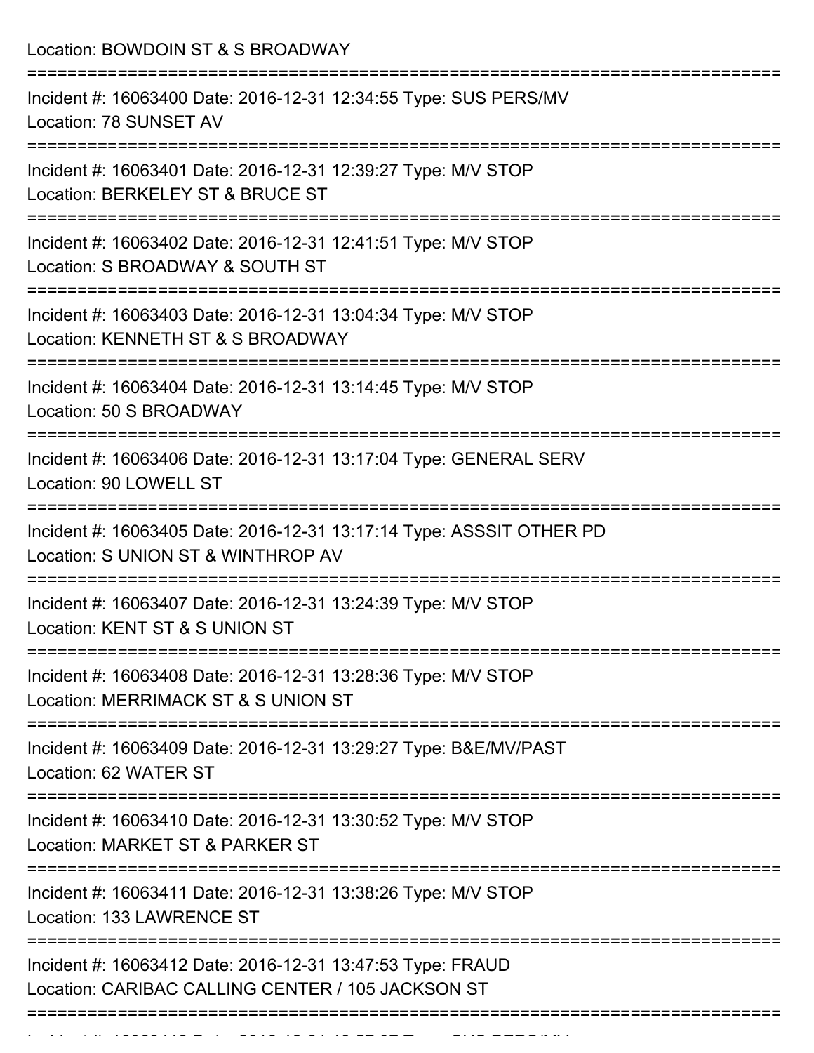Location: BOWDOIN ST & S BROADWAY

===========================================================================

Incident #: 16063400 Date: 2016-12-31 12:34:55 Type: SUS PERS/MV
Location: 78 SUNSET AV

===========================================================================

Incident #: 16063401 Date: 2016-12-31 12:39:27 Type: M/V STOP
Location: BERKELEY ST & BRUCE ST

===========================================================================

Incident #: 16063402 Date: 2016-12-31 12:41:51 Type: M/V STOP
Location: S BROADWAY & SOUTH ST

===========================================================================

Incident #: 16063403 Date: 2016-12-31 13:04:34 Type: M/V STOP
Location: KENNETH ST & S BROADWAY

===========================================================================

Incident #: 16063404 Date: 2016-12-31 13:14:45 Type: M/V STOP
Location: 50 S BROADWAY

===========================================================================

Incident #: 16063406 Date: 2016-12-31 13:17:04 Type: GENERAL SERV
Location: 90 LOWELL ST

===========================================================================

Incident #: 16063405 Date: 2016-12-31 13:17:14 Type: ASSSIT OTHER PD
Location: S UNION ST & WINTHROP AV

===========================================================================

Incident #: 16063407 Date: 2016-12-31 13:24:39 Type: M/V STOP
Location: KENT ST & S UNION ST

===========================================================================

Incident #: 16063408 Date: 2016-12-31 13:28:36 Type: M/V STOP
Location: MERRIMACK ST & S UNION ST

===========================================================================

Incident #: 16063409 Date: 2016-12-31 13:29:27 Type: B&E/MV/PAST
Location: 62 WATER ST

===========================================================================

Incident #: 16063410 Date: 2016-12-31 13:30:52 Type: M/V STOP
Location: MARKET ST & PARKER ST

===========================================================================

Incident #: 16063411 Date: 2016-12-31 13:38:26 Type: M/V STOP
Location: 133 LAWRENCE ST

===========================================================================

Incident #: 16063412 Date: 2016-12-31 13:47:53 Type: FRAUD
Location: CARIBAC CALLING CENTER / 105 JACKSON ST

===========================================================================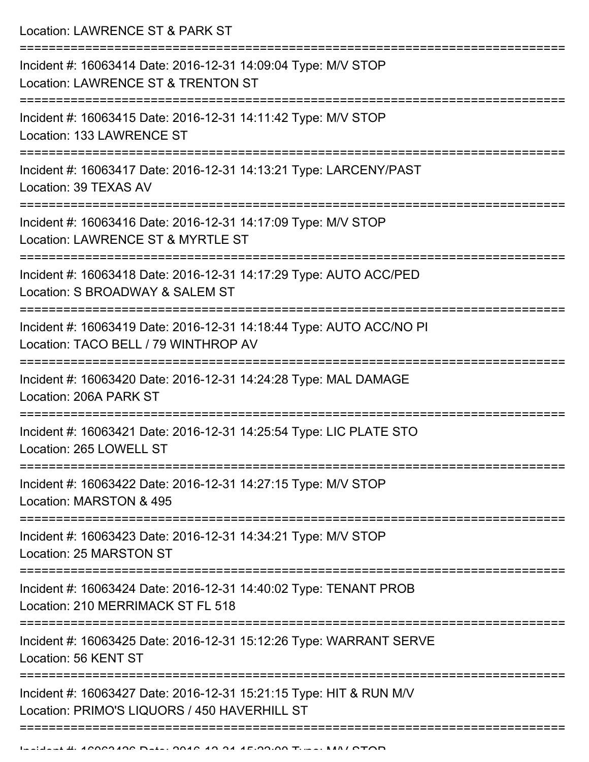Location: LAWRENCE ST & PARK ST

===========================================================================

Incident #: 16063414 Date: 2016-12-31 14:09:04 Type: M/V STOP
Location: LAWRENCE ST & TRENTON ST

===========================================================================

Incident #: 16063415 Date: 2016-12-31 14:11:42 Type: M/V STOP
Location: 133 LAWRENCE ST

===========================================================================

Incident #: 16063417 Date: 2016-12-31 14:13:21 Type: LARCENY/PAST
Location: 39 TEXAS AV

===========================================================================

Incident #: 16063416 Date: 2016-12-31 14:17:09 Type: M/V STOP
Location: LAWRENCE ST & MYRTLE ST

===========================================================================

Incident #: 16063418 Date: 2016-12-31 14:17:29 Type: AUTO ACC/PED
Location: S BROADWAY & SALEM ST

===========================================================================

Incident #: 16063419 Date: 2016-12-31 14:18:44 Type: AUTO ACC/NO PI
Location: TACO BELL / 79 WINTHROP AV

===========================================================================

Incident #: 16063420 Date: 2016-12-31 14:24:28 Type: MAL DAMAGE
Location: 206A PARK ST

===========================================================================

Incident #: 16063421 Date: 2016-12-31 14:25:54 Type: LIC PLATE STO
Location: 265 LOWELL ST

===========================================================================

Incident #: 16063422 Date: 2016-12-31 14:27:15 Type: M/V STOP
Location: MARSTON & 495

===========================================================================

Incident #: 16063423 Date: 2016-12-31 14:34:21 Type: M/V STOP
Location: 25 MARSTON ST

===========================================================================

Incident #: 16063424 Date: 2016-12-31 14:40:02 Type: TENANT PROB
Location: 210 MERRIMACK ST FL 518

===========================================================================

Incident #: 16063425 Date: 2016-12-31 15:12:26 Type: WARRANT SERVE
Location: 56 KENT ST

===========================================================================

Incident #: 16063427 Date: 2016-12-31 15:21:15 Type: HIT & RUN M/V
Location: PRIMO'S LIQUORS / 450 HAVERHILL ST

===========================================================================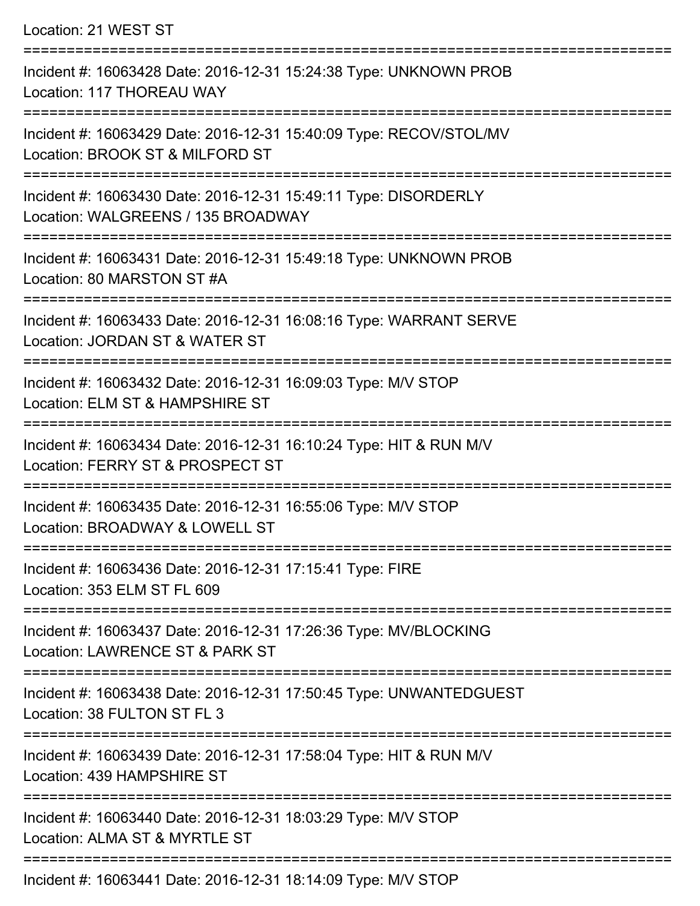Location: 21 WEST ST

===========================================================================

Incident #: 16063428 Date: 2016-12-31 15:24:38 Type: UNKNOWN PROB
Location: 117 THOREAU WAY

===========================================================================

Incident #: 16063429 Date: 2016-12-31 15:40:09 Type: RECOV/STOL/MV
Location: BROOK ST & MILFORD ST

===========================================================================

Incident #: 16063430 Date: 2016-12-31 15:49:11 Type: DISORDERLY
Location: WALGREENS / 135 BROADWAY

===========================================================================

Incident #: 16063431 Date: 2016-12-31 15:49:18 Type: UNKNOWN PROB
Location: 80 MARSTON ST #A

===========================================================================

Incident #: 16063433 Date: 2016-12-31 16:08:16 Type: WARRANT SERVE
Location: JORDAN ST & WATER ST

===========================================================================

Incident #: 16063432 Date: 2016-12-31 16:09:03 Type: M/V STOP
Location: ELM ST & HAMPSHIRE ST

===========================================================================

Incident #: 16063434 Date: 2016-12-31 16:10:24 Type: HIT & RUN M/V
Location: FERRY ST & PROSPECT ST

===========================================================================

Incident #: 16063435 Date: 2016-12-31 16:55:06 Type: M/V STOP
Location: BROADWAY & LOWELL ST

===========================================================================

Incident #: 16063436 Date: 2016-12-31 17:15:41 Type: FIRE
Location: 353 ELM ST FL 609

===========================================================================

Incident #: 16063437 Date: 2016-12-31 17:26:36 Type: MV/BLOCKING
Location: LAWRENCE ST & PARK ST

===========================================================================

Incident #: 16063438 Date: 2016-12-31 17:50:45 Type: UNWANTEDGUEST
Location: 38 FULTON ST FL 3

===========================================================================

Incident #: 16063439 Date: 2016-12-31 17:58:04 Type: HIT & RUN M/V
Location: 439 HAMPSHIRE ST

===========================================================================

Incident #: 16063440 Date: 2016-12-31 18:03:29 Type: M/V STOP
Location: ALMA ST & MYRTLE ST

===========================================================================

Incident #: 16063441 Date: 2016-12-31 18:14:09 Type: M/V STOP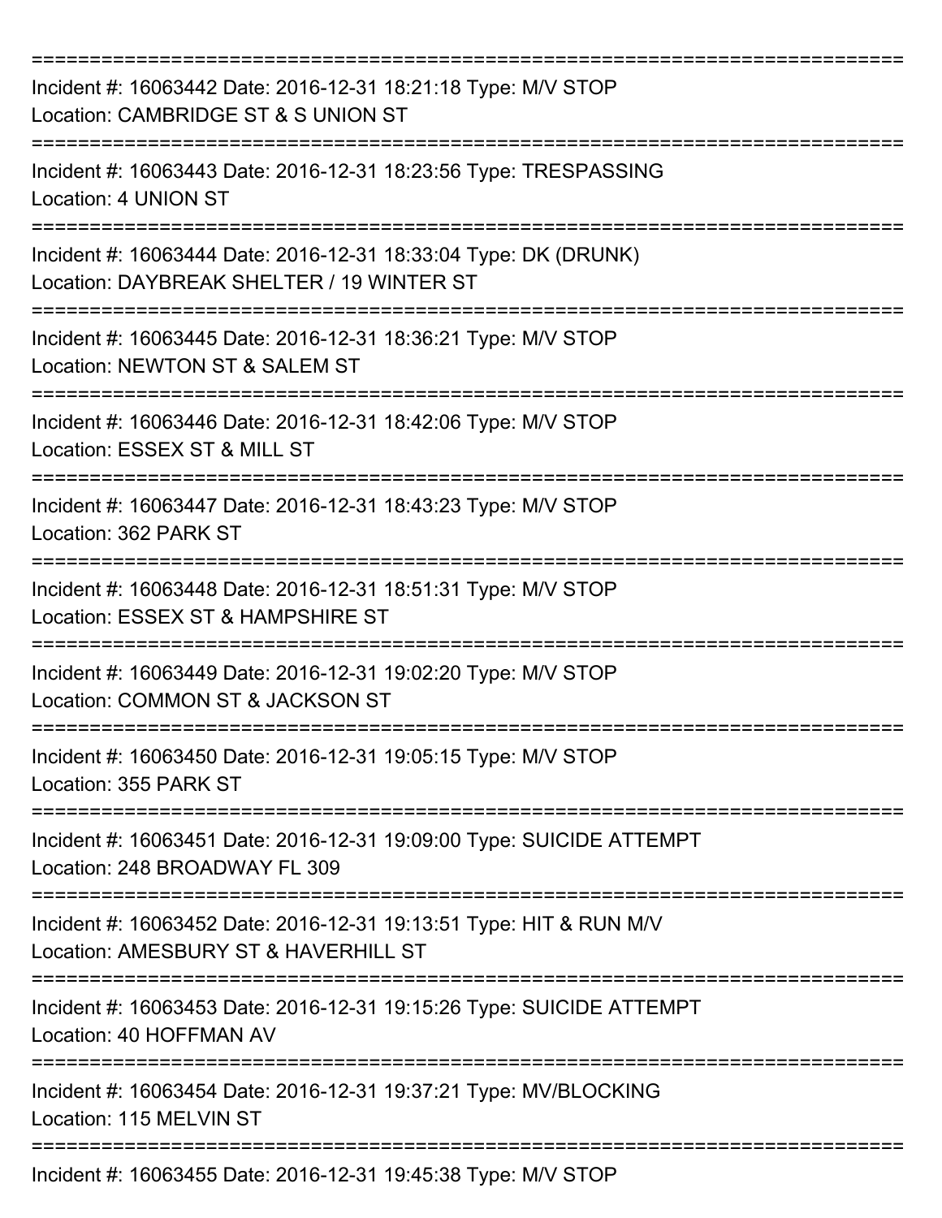===========================================================================

Incident #: 16063442 Date: 2016-12-31 18:21:18 Type: M/V STOP
Location: CAMBRIDGE ST & S UNION ST

===========================================================================

Incident #: 16063443 Date: 2016-12-31 18:23:56 Type: TRESPASSING
Location: 4 UNION ST

===========================================================================

Incident #: 16063444 Date: 2016-12-31 18:33:04 Type: DK (DRUNK)
Location: DAYBREAK SHELTER / 19 WINTER ST

===========================================================================

Incident #: 16063445 Date: 2016-12-31 18:36:21 Type: M/V STOP
Location: NEWTON ST & SALEM ST

===========================================================================

Incident #: 16063446 Date: 2016-12-31 18:42:06 Type: M/V STOP
Location: ESSEX ST & MILL ST

===========================================================================

Incident #: 16063447 Date: 2016-12-31 18:43:23 Type: M/V STOP
Location: 362 PARK ST

===========================================================================

Incident #: 16063448 Date: 2016-12-31 18:51:31 Type: M/V STOP
Location: ESSEX ST & HAMPSHIRE ST

===========================================================================

Incident #: 16063449 Date: 2016-12-31 19:02:20 Type: M/V STOP
Location: COMMON ST & JACKSON ST

===========================================================================

Incident #: 16063450 Date: 2016-12-31 19:05:15 Type: M/V STOP
Location: 355 PARK ST

===========================================================================

Incident #: 16063451 Date: 2016-12-31 19:09:00 Type: SUICIDE ATTEMPT
Location: 248 BROADWAY FL 309

===========================================================================

Incident #: 16063452 Date: 2016-12-31 19:13:51 Type: HIT & RUN M/V
Location: AMESBURY ST & HAVERHILL ST

===========================================================================

Incident #: 16063453 Date: 2016-12-31 19:15:26 Type: SUICIDE ATTEMPT
Location: 40 HOFFMAN AV

===========================================================================

Incident #: 16063454 Date: 2016-12-31 19:37:21 Type: MV/BLOCKING
Location: 115 MELVIN ST

===========================================================================

Incident #: 16063455 Date: 2016-12-31 19:45:38 Type: M/V STOP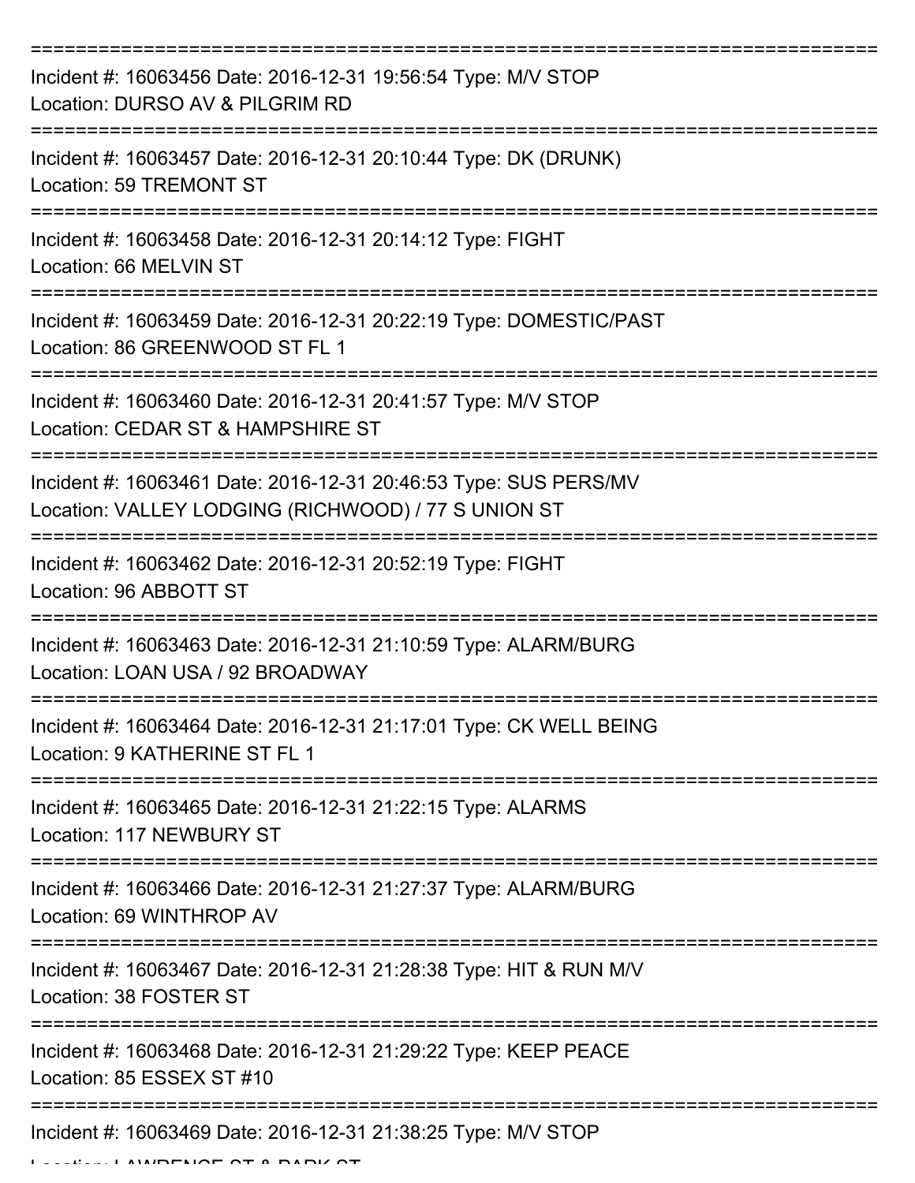===========================================================================

Incident #: 16063456 Date: 2016-12-31 19:56:54 Type: M/V STOP
Location: DURSO AV & PILGRIM RD

===========================================================================

Incident #: 16063457 Date: 2016-12-31 20:10:44 Type: DK (DRUNK)
Location: 59 TREMONT ST

===========================================================================

Incident #: 16063458 Date: 2016-12-31 20:14:12 Type: FIGHT
Location: 66 MELVIN ST

===========================================================================

Incident #: 16063459 Date: 2016-12-31 20:22:19 Type: DOMESTIC/PAST
Location: 86 GREENWOOD ST FL 1

===========================================================================

Incident #: 16063460 Date: 2016-12-31 20:41:57 Type: M/V STOP
Location: CEDAR ST & HAMPSHIRE ST

===========================================================================

Incident #: 16063461 Date: 2016-12-31 20:46:53 Type: SUS PERS/MV
Location: VALLEY LODGING (RICHWOOD) / 77 S UNION ST

===========================================================================

Incident #: 16063462 Date: 2016-12-31 20:52:19 Type: FIGHT
Location: 96 ABBOTT ST

===========================================================================

Incident #: 16063463 Date: 2016-12-31 21:10:59 Type: ALARM/BURG
Location: LOAN USA / 92 BROADWAY

===========================================================================

Incident #: 16063464 Date: 2016-12-31 21:17:01 Type: CK WELL BEING
Location: 9 KATHERINE ST FL 1

===========================================================================

Incident #: 16063465 Date: 2016-12-31 21:22:15 Type: ALARMS
Location: 117 NEWBURY ST

===========================================================================

Incident #: 16063466 Date: 2016-12-31 21:27:37 Type: ALARM/BURG
Location: 69 WINTHROP AV

===========================================================================

Incident #: 16063467 Date: 2016-12-31 21:28:38 Type: HIT & RUN M/V
Location: 38 FOSTER ST

===========================================================================

Incident #: 16063468 Date: 2016-12-31 21:29:22 Type: KEEP PEACE
Location: 85 ESSEX ST #10

===========================================================================

Incident #: 16063469 Date: 2016-12-31 21:38:25 Type: M/V STOP
Location: LAWRENCE ST & PARK ST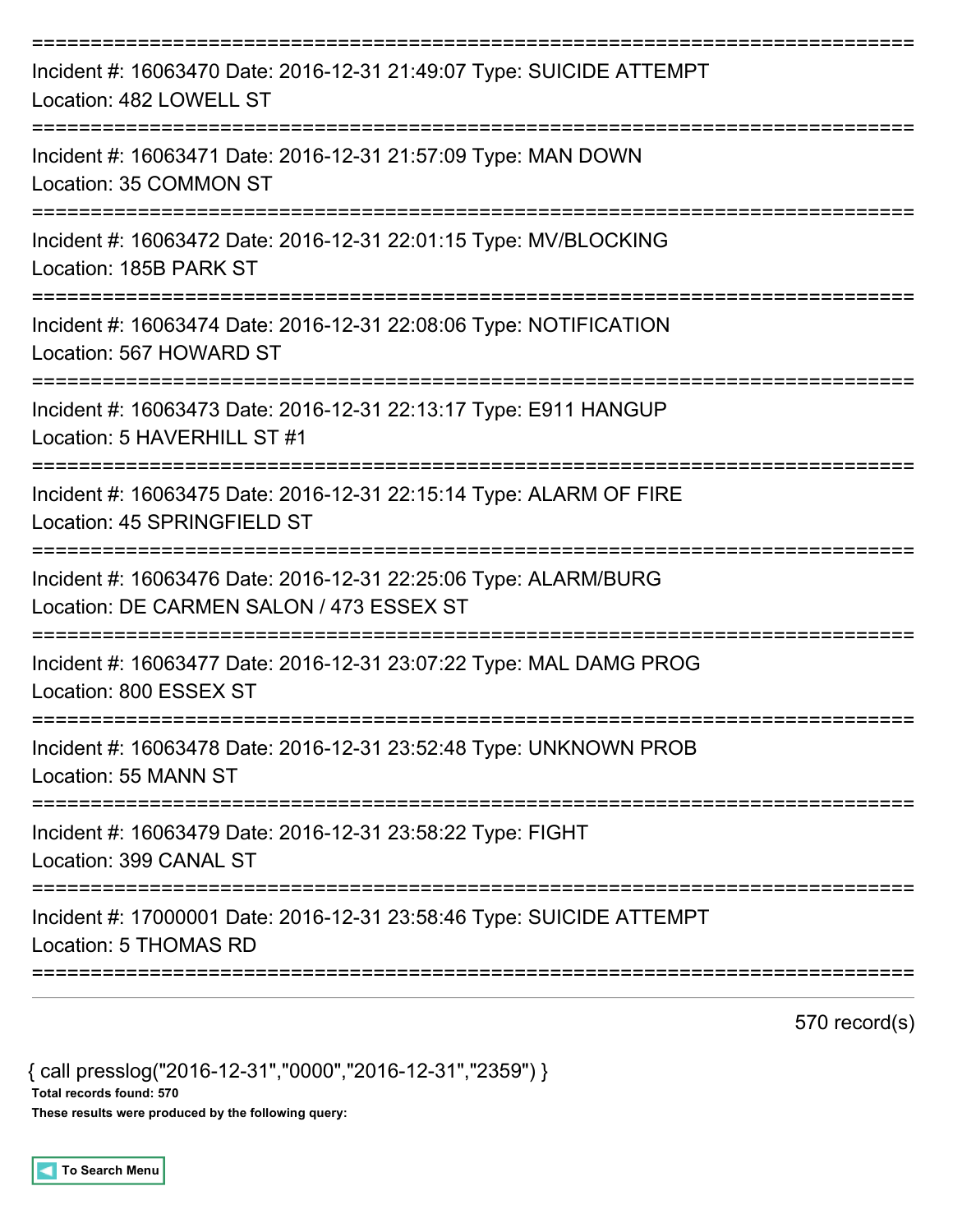===========================================================================

Incident #: 16063470 Date: 2016-12-31 21:49:07 Type: SUICIDE ATTEMPT
Location: 482 LOWELL ST

===========================================================================

Incident #: 16063471 Date: 2016-12-31 21:57:09 Type: MAN DOWN
Location: 35 COMMON ST

===========================================================================

Incident #: 16063472 Date: 2016-12-31 22:01:15 Type: MV/BLOCKING
Location: 185B PARK ST

===========================================================================

Incident #: 16063474 Date: 2016-12-31 22:08:06 Type: NOTIFICATION
Location: 567 HOWARD ST

===========================================================================

Incident #: 16063473 Date: 2016-12-31 22:13:17 Type: E911 HANGUP
Location: 5 HAVERHILL ST #1

===========================================================================

Incident #: 16063475 Date: 2016-12-31 22:15:14 Type: ALARM OF FIRE
Location: 45 SPRINGFIELD ST

===========================================================================

Incident #: 16063476 Date: 2016-12-31 22:25:06 Type: ALARM/BURG
Location: DE CARMEN SALON / 473 ESSEX ST

===========================================================================

Incident #: 16063477 Date: 2016-12-31 23:07:22 Type: MAL DAMG PROG
Location: 800 ESSEX ST

===========================================================================

Incident #: 16063478 Date: 2016-12-31 23:52:48 Type: UNKNOWN PROB
Location: 55 MANN ST

===========================================================================

Incident #: 16063479 Date: 2016-12-31 23:58:22 Type: FIGHT
Location: 399 CANAL ST

===========================================================================

Incident #: 17000001 Date: 2016-12-31 23:58:46 Type: SUICIDE ATTEMPT
Location: 5 THOMAS RD

===========================================================================

570 record(s)

{ call presslog("2016-12-31","0000","2016-12-31","2359") }

**Total records found: 570**

**These results were produced by the following query:**

To Search Menu